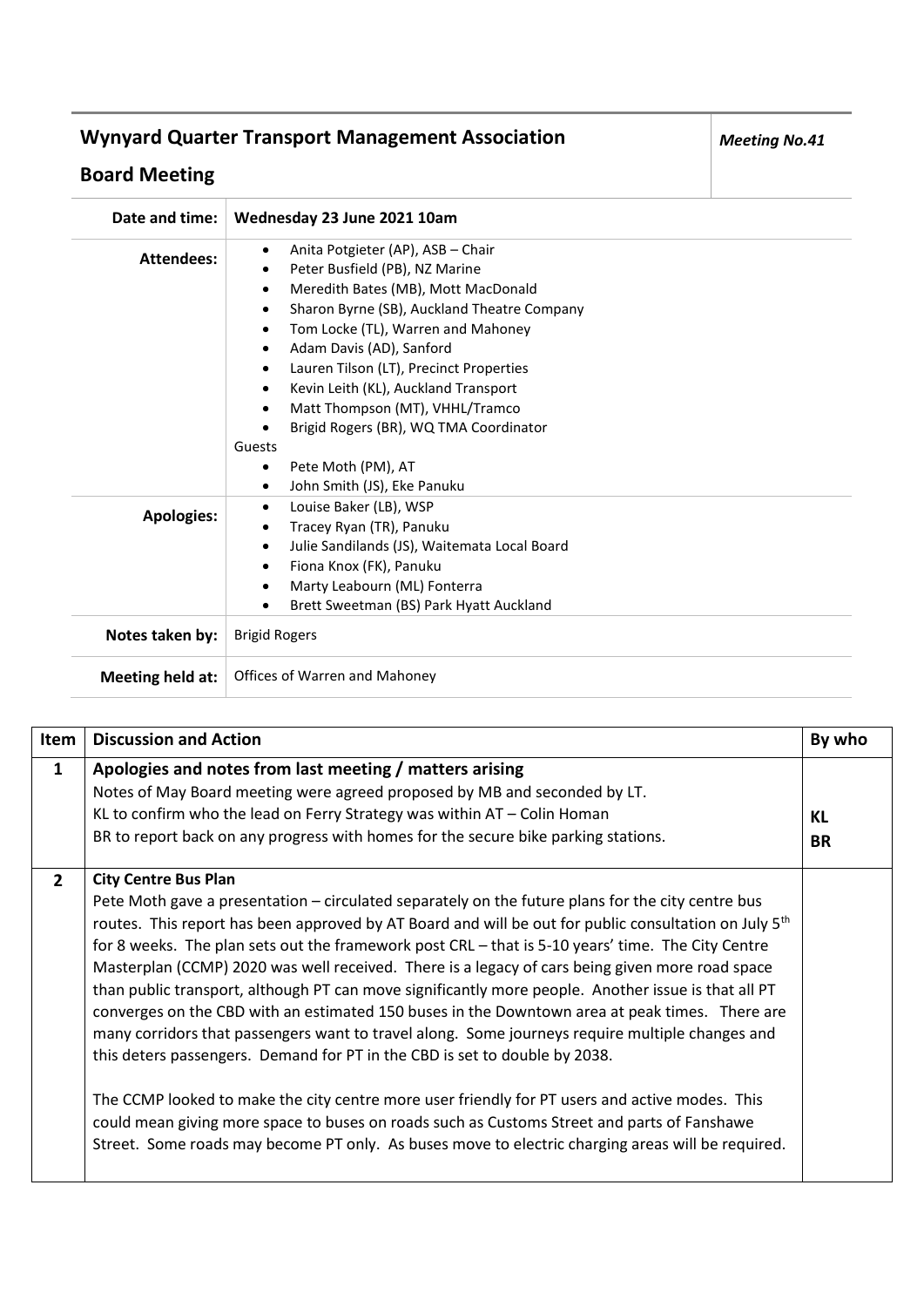| **Wynyard Quarter Transport Management Association Board Meeting** | ***Meeting No.41*** |
|---|---|

| | |
|---|---|
| **Date and time:** | **Wednesday 23 June 2021 10am** |
| **Attendees:** | • Anita Potgieter (AP), ASB – Chair<br>• Peter Busfield (PB), NZ Marine<br>• Meredith Bates (MB), Mott MacDonald<br>• Sharon Byrne (SB), Auckland Theatre Company<br>• Tom Locke (TL), Warren and Mahoney<br>• Adam Davis (AD), Sanford<br>• Lauren Tilson (LT), Precinct Properties<br>• Kevin Leith (KL), Auckland Transport<br>• Matt Thompson (MT), VHHL/Tramco<br>• Brigid Rogers (BR), WQ TMA Coordinator<br>Guests<br>• Pete Moth (PM), AT<br>• John Smith (JS), Eke Panuku |
| **Apologies:** | • Louise Baker (LB), WSP<br>• Tracey Ryan (TR), Panuku<br>• Julie Sandilands (JS), Waitemata Local Board<br>• Fiona Knox (FK), Panuku<br>• Marty Leabourn (ML) Fonterra<br>• Brett Sweetman (BS) Park Hyatt Auckland |
| **Notes taken by:** | Brigid Rogers |
| **Meeting held at:** | Offices of Warren and Mahoney |

| Item | Discussion and Action | By who |
|---|---|---|
| **1** | **Apologies and notes from last meeting / matters arising**<br>Notes of May Board meeting were agreed proposed by MB and seconded by LT.<br>KL to confirm who the lead on Ferry Strategy was within AT – Colin Homan<br>BR to report back on any progress with homes for the secure bike parking stations. | **KL**<br>**BR** |
| **2** | **City Centre Bus Plan**<br>Pete Moth gave a presentation – circulated separately on the future plans for the city centre bus routes. This report has been approved by AT Board and will be out for public consultation on July 5th for 8 weeks. The plan sets out the framework post CRL – that is 5-10 years' time. The City Centre Masterplan (CCMP) 2020 was well received. There is a legacy of cars being given more road space than public transport, although PT can move significantly more people. Another issue is that all PT converges on the CBD with an estimated 150 buses in the Downtown area at peak times. There are many corridors that passengers want to travel along. Some journeys require multiple changes and this deters passengers. Demand for PT in the CBD is set to double by 2038.<br><br>The CCMP looked to make the city centre more user friendly for PT users and active modes. This could mean giving more space to buses on roads such as Customs Street and parts of Fanshawe Street. Some roads may become PT only. As buses move to electric charging areas will be required. | |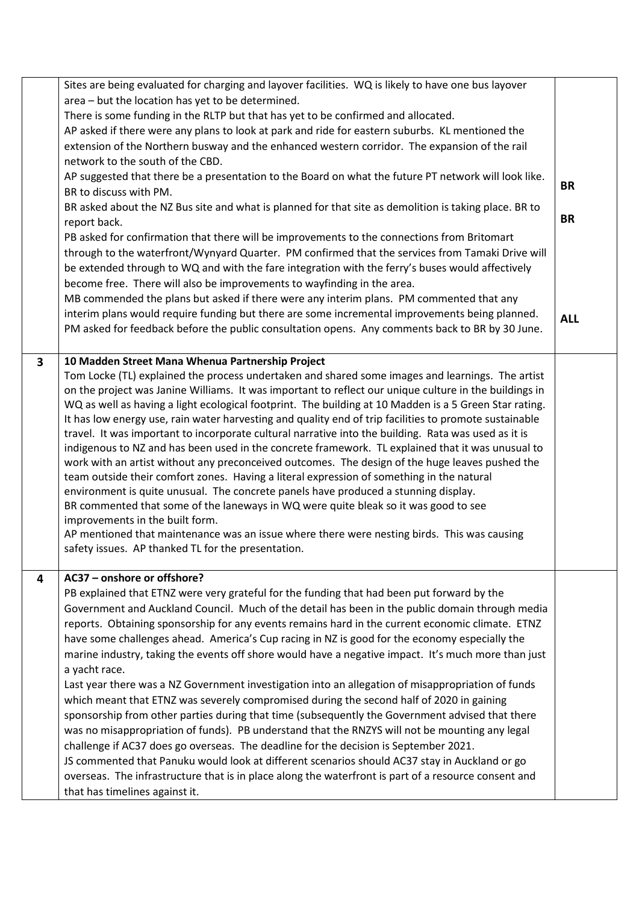| | | |
|---|---|---|
| | Sites are being evaluated for charging and layover facilities. WQ is likely to have one bus layover area – but the location has yet to be determined.<br>There is some funding in the RLTP but that has yet to be confirmed and allocated.<br>AP asked if there were any plans to look at park and ride for eastern suburbs. KL mentioned the extension of the Northern busway and the enhanced western corridor. The expansion of the rail network to the south of the CBD.<br>AP suggested that there be a presentation to the Board on what the future PT network will look like. BR to discuss with PM.<br>BR asked about the NZ Bus site and what is planned for that site as demolition is taking place. BR to report back.<br>PB asked for confirmation that there will be improvements to the connections from Britomart through to the waterfront/Wynyard Quarter. PM confirmed that the services from Tamaki Drive will be extended through to WQ and with the fare integration with the ferry's buses would affectively become free. There will also be improvements to wayfinding in the area.<br>MB commended the plans but asked if there were any interim plans. PM commented that any interim plans would require funding but there are some incremental improvements being planned. PM asked for feedback before the public consultation opens. Any comments back to BR by 30 June. | **BR**<br><br>**BR**<br><br>**ALL** |
| **3** | **10 Madden Street Mana Whenua Partnership Project**<br>Tom Locke (TL) explained the process undertaken and shared some images and learnings. The artist on the project was Janine Williams. It was important to reflect our unique culture in the buildings in WQ as well as having a light ecological footprint. The building at 10 Madden is a 5 Green Star rating. It has low energy use, rain water harvesting and quality end of trip facilities to promote sustainable travel. It was important to incorporate cultural narrative into the building. Rata was used as it is indigenous to NZ and has been used in the concrete framework. TL explained that it was unusual to work with an artist without any preconceived outcomes. The design of the huge leaves pushed the team outside their comfort zones. Having a literal expression of something in the natural environment is quite unusual. The concrete panels have produced a stunning display.<br>BR commented that some of the laneways in WQ were quite bleak so it was good to see improvements in the built form.<br>AP mentioned that maintenance was an issue where there were nesting birds. This was causing safety issues. AP thanked TL for the presentation. | |
| **4** | **AC37 – onshore or offshore?**<br>PB explained that ETNZ were very grateful for the funding that had been put forward by the Government and Auckland Council. Much of the detail has been in the public domain through media reports. Obtaining sponsorship for any events remains hard in the current economic climate. ETNZ have some challenges ahead. America's Cup racing in NZ is good for the economy especially the marine industry, taking the events off shore would have a negative impact. It's much more than just a yacht race.<br>Last year there was a NZ Government investigation into an allegation of misappropriation of funds which meant that ETNZ was severely compromised during the second half of 2020 in gaining sponsorship from other parties during that time (subsequently the Government advised that there was no misappropriation of funds). PB understand that the RNZYS will not be mounting any legal challenge if AC37 does go overseas. The deadline for the decision is September 2021.<br>JS commented that Panuku would look at different scenarios should AC37 stay in Auckland or go overseas. The infrastructure that is in place along the waterfront is part of a resource consent and that has timelines against it. | |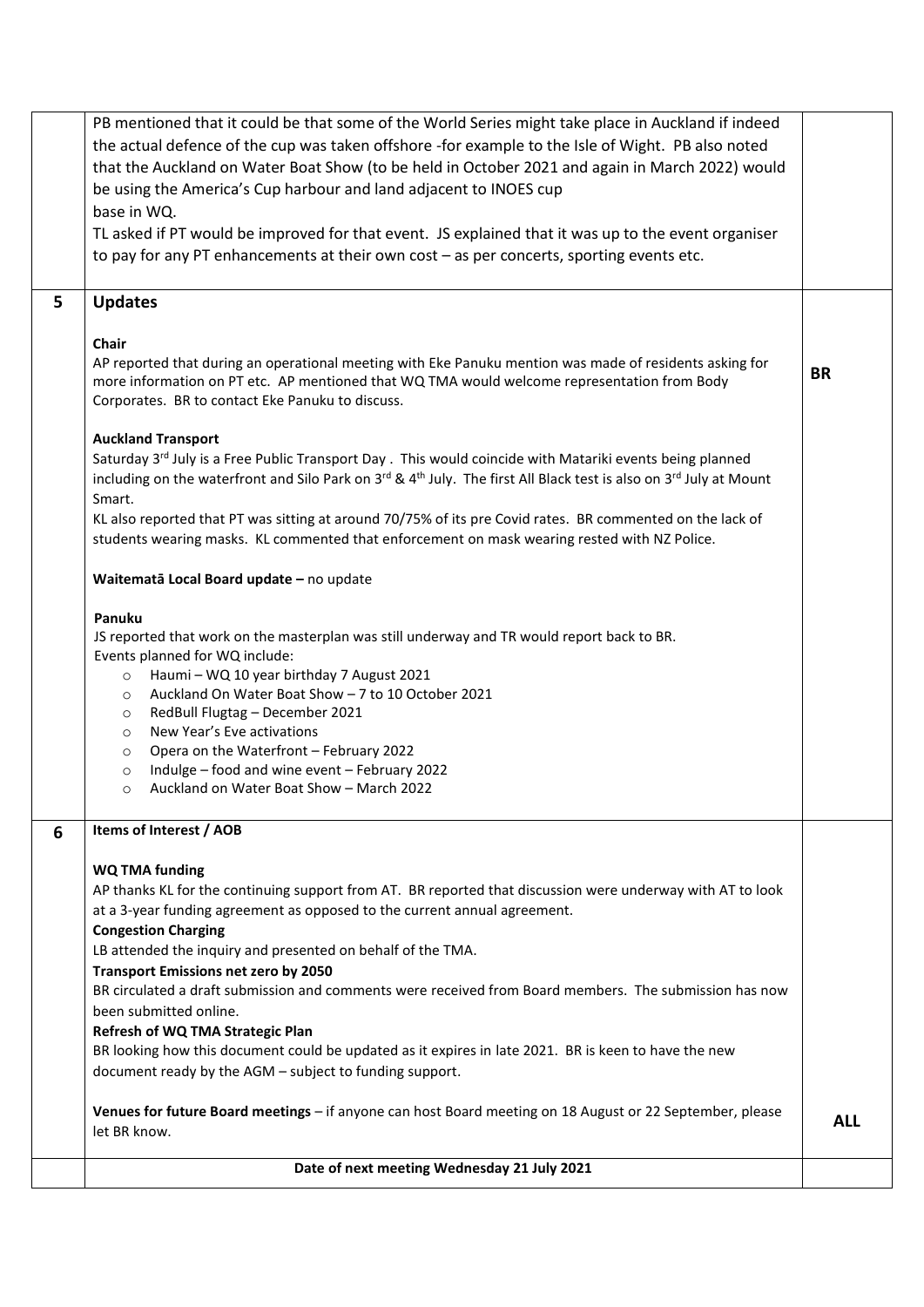| | | |
|---|---|---|
| | PB mentioned that it could be that some of the World Series might take place in Auckland if indeed the actual defence of the cup was taken offshore -for example to the Isle of Wight. PB also noted that the Auckland on Water Boat Show (to be held in October 2021 and again in March 2022) would be using the America's Cup harbour and land adjacent to INOES cup base in WQ.<br>TL asked if PT would be improved for that event. JS explained that it was up to the event organiser to pay for any PT enhancements at their own cost – as per concerts, sporting events etc. | |
| **5** | **Updates**<br><br>**Chair**<br>AP reported that during an operational meeting with Eke Panuku mention was made of residents asking for more information on PT etc. AP mentioned that WQ TMA would welcome representation from Body Corporates. BR to contact Eke Panuku to discuss.<br><br>**Auckland Transport**<br>Saturday 3rd July is a Free Public Transport Day . This would coincide with Matariki events being planned including on the waterfront and Silo Park on 3rd & 4th July. The first All Black test is also on 3rd July at Mount Smart.<br>KL also reported that PT was sitting at around 70/75% of its pre Covid rates. BR commented on the lack of students wearing masks. KL commented that enforcement on mask wearing rested with NZ Police.<br><br>**Waitematā Local Board update –** no update<br><br>**Panuku**<br>JS reported that work on the masterplan was still underway and TR would report back to BR.<br>Events planned for WQ include:<br>- Haumi – WQ 10 year birthday 7 August 2021<br>- Auckland On Water Boat Show – 7 to 10 October 2021<br>- RedBull Flugtag – December 2021<br>- New Year's Eve activations<br>- Opera on the Waterfront – February 2022<br>- Indulge – food and wine event – February 2022<br>- Auckland on Water Boat Show – March 2022 | **BR** |
| **6** | **Items of Interest / AOB**<br><br>**WQ TMA funding**<br>AP thanks KL for the continuing support from AT. BR reported that discussion were underway with AT to look at a 3-year funding agreement as opposed to the current annual agreement.<br>**Congestion Charging**<br>LB attended the inquiry and presented on behalf of the TMA.<br>**Transport Emissions net zero by 2050**<br>BR circulated a draft submission and comments were received from Board members. The submission has now been submitted online.<br>**Refresh of WQ TMA Strategic Plan**<br>BR looking how this document could be updated as it expires in late 2021. BR is keen to have the new document ready by the AGM – subject to funding support.<br><br>**Venues for future Board meetings** – if anyone can host Board meeting on 18 August or 22 September, please let BR know. | **ALL** |
| | **Date of next meeting Wednesday 21 July 2021** | |